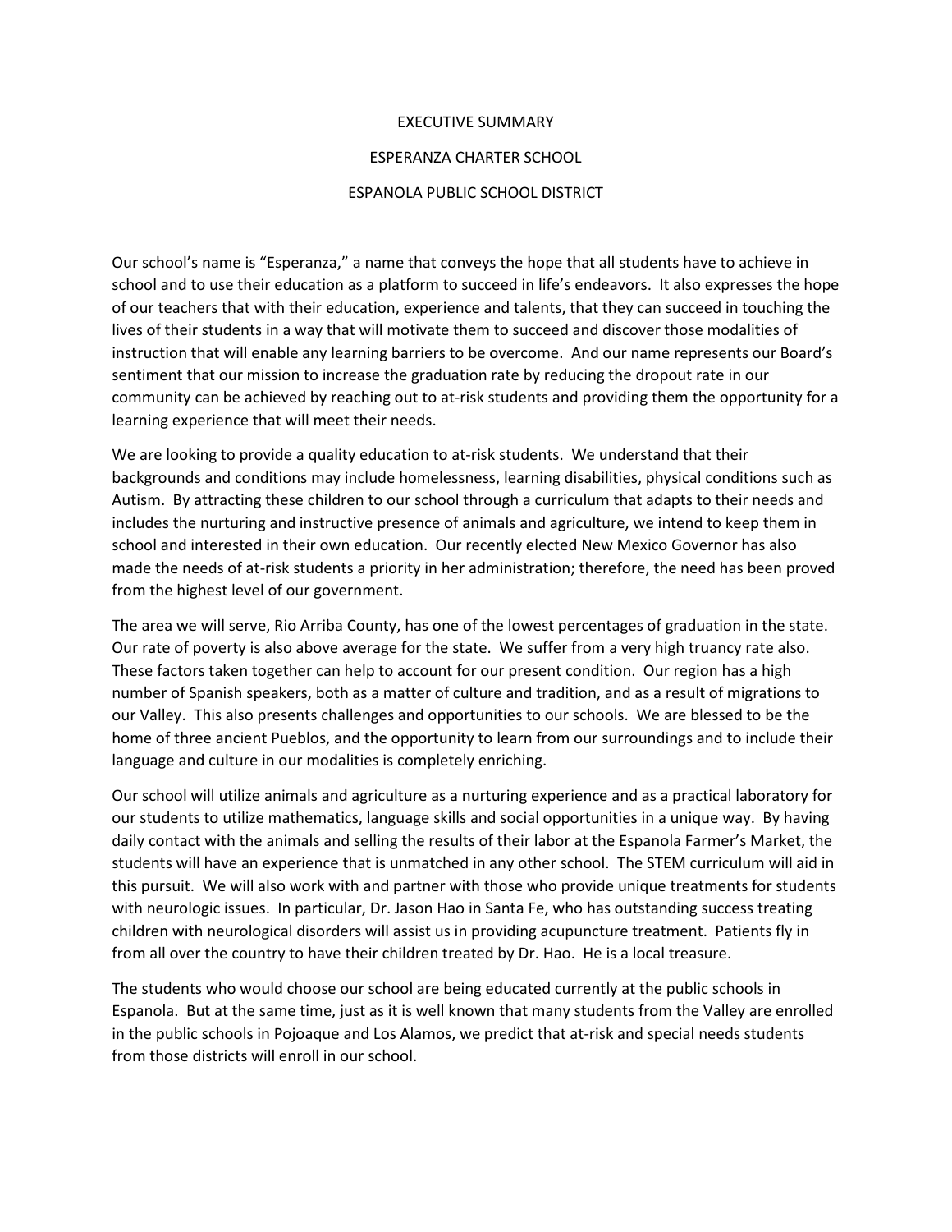# EXECUTIVE SUMMARY

## ESPERANZA CHARTER SCHOOL

## ESPANOLA PUBLIC SCHOOL DISTRICT

Our school's name is "Esperanza," a name that conveys the hope that all students have to achieve in school and to use their education as a platform to succeed in life's endeavors. It also expresses the hope of our teachers that with their education, experience and talents, that they can succeed in touching the lives of their students in a way that will motivate them to succeed and discover those modalities of instruction that will enable any learning barriers to be overcome. And our name represents our Board's sentiment that our mission to increase the graduation rate by reducing the dropout rate in our community can be achieved by reaching out to at-risk students and providing them the opportunity for a learning experience that will meet their needs.

We are looking to provide a quality education to at-risk students. We understand that their backgrounds and conditions may include homelessness, learning disabilities, physical conditions such as Autism. By attracting these children to our school through a curriculum that adapts to their needs and includes the nurturing and instructive presence of animals and agriculture, we intend to keep them in school and interested in their own education. Our recently elected New Mexico Governor has also made the needs of at-risk students a priority in her administration; therefore, the need has been proved from the highest level of our government.

The area we will serve, Rio Arriba County, has one of the lowest percentages of graduation in the state. Our rate of poverty is also above average for the state. We suffer from a very high truancy rate also. These factors taken together can help to account for our present condition. Our region has a high number of Spanish speakers, both as a matter of culture and tradition, and as a result of migrations to our Valley. This also presents challenges and opportunities to our schools. We are blessed to be the home of three ancient Pueblos, and the opportunity to learn from our surroundings and to include their language and culture in our modalities is completely enriching.

Our school will utilize animals and agriculture as a nurturing experience and as a practical laboratory for our students to utilize mathematics, language skills and social opportunities in a unique way. By having daily contact with the animals and selling the results of their labor at the Espanola Farmer's Market, the students will have an experience that is unmatched in any other school. The STEM curriculum will aid in this pursuit. We will also work with and partner with those who provide unique treatments for students with neurologic issues. In particular, Dr. Jason Hao in Santa Fe, who has outstanding success treating children with neurological disorders will assist us in providing acupuncture treatment. Patients fly in from all over the country to have their children treated by Dr. Hao. He is a local treasure.

The students who would choose our school are being educated currently at the public schools in Espanola. But at the same time, just as it is well known that many students from the Valley are enrolled in the public schools in Pojoaque and Los Alamos, we predict that at-risk and special needs students from those districts will enroll in our school.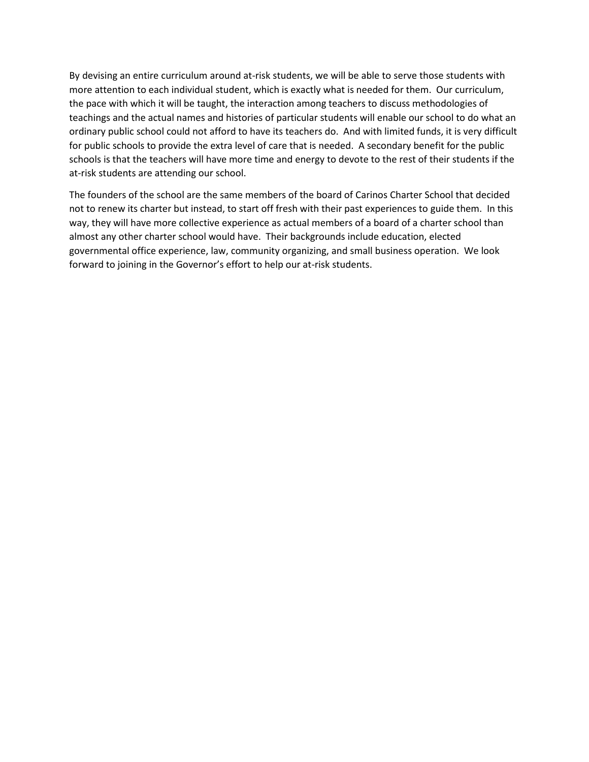By devising an entire curriculum around at-risk students, we will be able to serve those students with more attention to each individual student, which is exactly what is needed for them. Our curriculum, the pace with which it will be taught, the interaction among teachers to discuss methodologies of teachings and the actual names and histories of particular students will enable our school to do what an ordinary public school could not afford to have its teachers do. And with limited funds, it is very difficult for public schools to provide the extra level of care that is needed. A secondary benefit for the public schools is that the teachers will have more time and energy to devote to the rest of their students if the at-risk students are attending our school.

The founders of the school are the same members of the board of Carinos Charter School that decided not to renew its charter but instead, to start off fresh with their past experiences to guide them. In this way, they will have more collective experience as actual members of a board of a charter school than almost any other charter school would have. Their backgrounds include education, elected governmental office experience, law, community organizing, and small business operation. We look forward to joining in the Governor's effort to help our at-risk students.